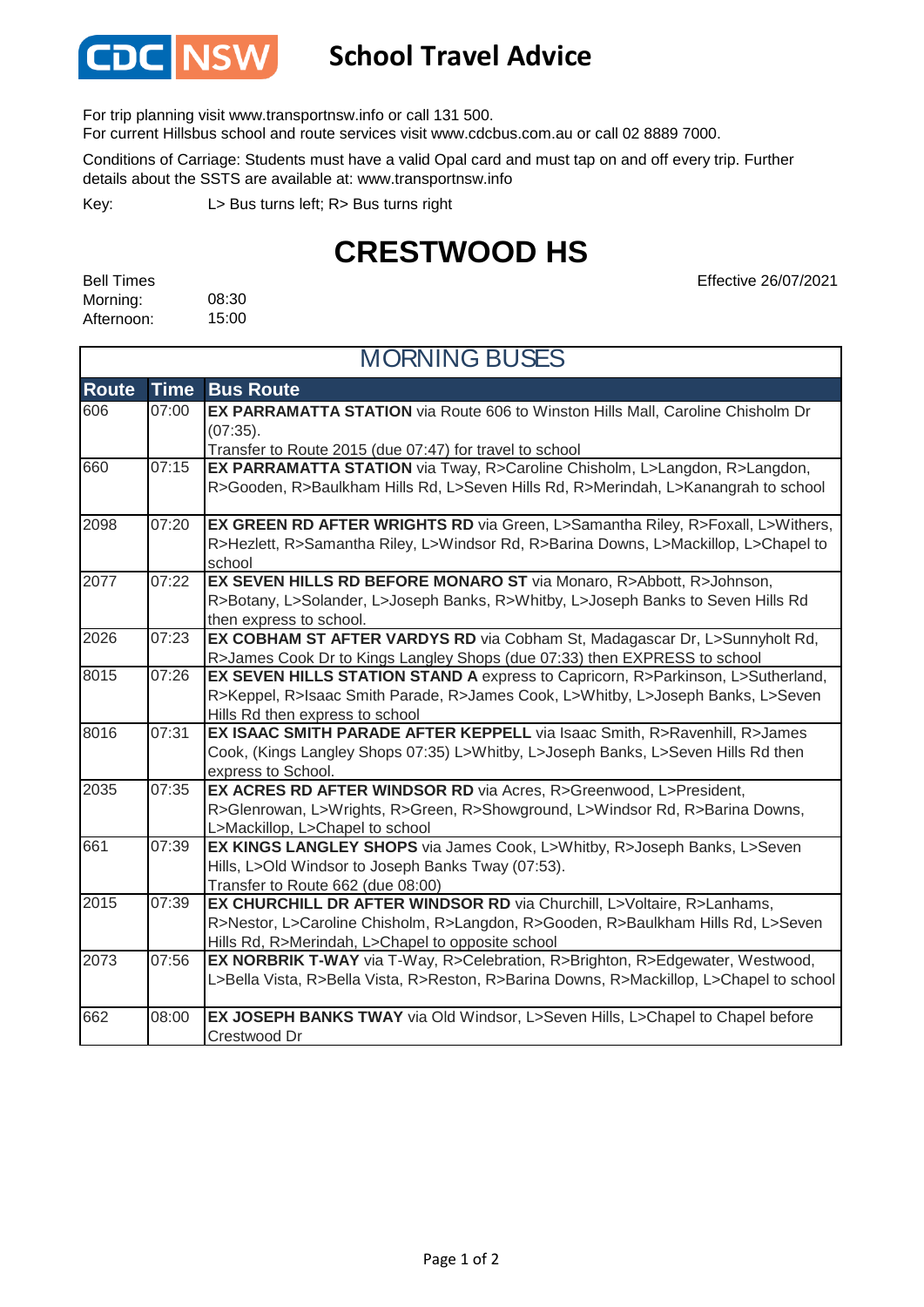CDC NSW

# School Travel Advice

For trip planning visit www.transportnsw.info or call 131 500.
For current Hillsbus school and route services visit www.cdcbus.com.au or call 02 8889 7000.

Conditions of Carriage: Students must have a valid Opal card and must tap on and off every trip. Further details about the SSTS are available at: www.transportnsw.info

Key: L> Bus turns left; R> Bus turns right

## CRESTWOOD HS

Effective 26/07/2021

Bell Times
Morning: 08:30
Afternoon: 15:00

### MORNING BUSES

| Route | Time | Bus Route |
|---|---|---|
| 606 | 07:00 | **EX PARRAMATTA STATION** via Route 606 to Winston Hills Mall, Caroline Chisholm Dr (07:35). Transfer to Route 2015 (due 07:47) for travel to school |
| 660 | 07:15 | **EX PARRAMATTA STATION** via Tway, R>Caroline Chisholm, L>Langdon, R>Langdon, R>Gooden, R>Baulkham Hills Rd, L>Seven Hills Rd, R>Merindah, L>Kanangrah to school |
| 2098 | 07:20 | **EX GREEN RD AFTER WRIGHTS RD** via Green, L>Samantha Riley, R>Foxall, L>Withers, R>Hezlett, R>Samantha Riley, L>Windsor Rd, R>Barina Downs, L>Mackillop, L>Chapel to school |
| 2077 | 07:22 | **EX SEVEN HILLS RD BEFORE MONARO ST** via Monaro, R>Abbott, R>Johnson, R>Botany, L>Solander, L>Joseph Banks, R>Whitby, L>Joseph Banks to Seven Hills Rd then express to school. |
| 2026 | 07:23 | **EX COBHAM ST AFTER VARDYS RD** via Cobham St, Madagascar Dr, L>Sunnyholt Rd, R>James Cook Dr to Kings Langley Shops (due 07:33) then EXPRESS to school |
| 8015 | 07:26 | **EX SEVEN HILLS STATION STAND A** express to Capricorn, R>Parkinson, L>Sutherland, R>Keppel, R>Isaac Smith Parade, R>James Cook, L>Whitby, L>Joseph Banks, L>Seven Hills Rd then express to school |
| 8016 | 07:31 | **EX ISAAC SMITH PARADE AFTER KEPPELL** via Isaac Smith, R>Ravenhill, R>James Cook, (Kings Langley Shops 07:35) L>Whitby, L>Joseph Banks, L>Seven Hills Rd then express to School. |
| 2035 | 07:35 | **EX ACRES RD AFTER WINDSOR RD** via Acres, R>Greenwood, L>President, R>Glenrowan, L>Wrights, R>Green, R>Showground, L>Windsor Rd, R>Barina Downs, L>Mackillop, L>Chapel to school |
| 661 | 07:39 | **EX KINGS LANGLEY SHOPS** via James Cook, L>Whitby, R>Joseph Banks, L>Seven Hills, L>Old Windsor to Joseph Banks Tway (07:53). Transfer to Route 662 (due 08:00) |
| 2015 | 07:39 | **EX CHURCHILL DR AFTER WINDSOR RD** via Churchill, L>Voltaire, R>Lanhams, R>Nestor, L>Caroline Chisholm, R>Langdon, R>Gooden, R>Baulkham Hills Rd, L>Seven Hills Rd, R>Merindah, L>Chapel to opposite school |
| 2073 | 07:56 | **EX NORBRIK T-WAY** via T-Way, R>Celebration, R>Brighton, R>Edgewater, Westwood, L>Bella Vista, R>Bella Vista, R>Reston, R>Barina Downs, R>Mackillop, L>Chapel to school |
| 662 | 08:00 | **EX JOSEPH BANKS TWAY** via Old Windsor, L>Seven Hills, L>Chapel to Chapel before Crestwood Dr |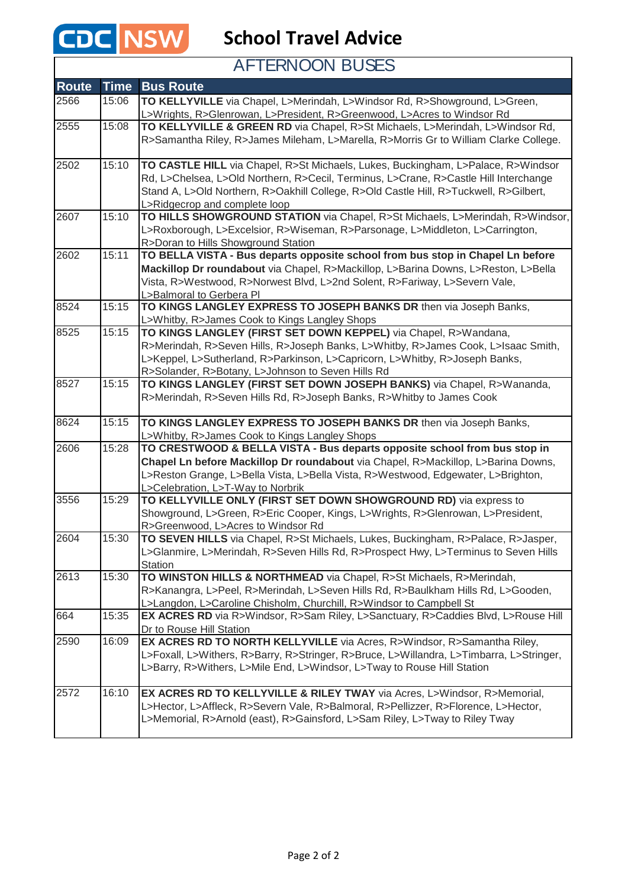CDC NSW

# School Travel Advice

## AFTERNOON BUSES

| Route | Time | Bus Route |
|---|---|---|
| 2566 | 15:06 | **TO KELLYVILLE** via Chapel, L>Merindah, L>Windsor Rd, R>Showground, L>Green, L>Wrights, R>Glenrowan, L>President, R>Greenwood, L>Acres to Windsor Rd |
| 2555 | 15:08 | **TO KELLYVILLE & GREEN RD** via Chapel, R>St Michaels, L>Merindah, L>Windsor Rd, R>Samantha Riley, R>James Mileham, L>Marella, R>Morris Gr to William Clarke College. |
| 2502 | 15:10 | **TO CASTLE HILL** via Chapel, R>St Michaels, Lukes, Buckingham, L>Palace, R>Windsor Rd, L>Chelsea, L>Old Northern, R>Cecil, Terminus, L>Crane, R>Castle Hill Interchange Stand A, L>Old Northern, R>Oakhill College, R>Old Castle Hill, R>Tuckwell, R>Gilbert, L>Ridgecrop and complete loop |
| 2607 | 15:10 | **TO HILLS SHOWGROUND STATION** via Chapel, R>St Michaels, L>Merindah, R>Windsor, L>Roxborough, L>Excelsior, R>Wiseman, R>Parsonage, L>Middleton, L>Carrington, R>Doran to Hills Showground Station |
| 2602 | 15:11 | **TO BELLA VISTA - Bus departs opposite school from bus stop in Chapel Ln before Mackillop Dr roundabout** via Chapel, R>Mackillop, L>Barina Downs, L>Reston, L>Bella Vista, R>Westwood, R>Norwest Blvd, L>2nd Solent, R>Fariway, L>Severn Vale, L>Balmoral to Gerbera Pl |
| 8524 | 15:15 | **TO KINGS LANGLEY EXPRESS TO JOSEPH BANKS DR** then via Joseph Banks, L>Whitby, R>James Cook to Kings Langley Shops |
| 8525 | 15:15 | **TO KINGS LANGLEY (FIRST SET DOWN KEPPEL)** via Chapel, R>Wandana, R>Merindah, R>Seven Hills, R>Joseph Banks, L>Whitby, R>James Cook, L>Isaac Smith, L>Keppel, L>Sutherland, R>Parkinson, L>Capricorn, L>Whitby, R>Joseph Banks, R>Solander, R>Botany, L>Johnson to Seven Hills Rd |
| 8527 | 15:15 | **TO KINGS LANGLEY (FIRST SET DOWN JOSEPH BANKS)** via Chapel, R>Wananda, R>Merindah, R>Seven Hills Rd, R>Joseph Banks, R>Whitby to James Cook |
| 8624 | 15:15 | **TO KINGS LANGLEY EXPRESS TO JOSEPH BANKS DR** then via Joseph Banks, L>Whitby, R>James Cook to Kings Langley Shops |
| 2606 | 15:28 | **TO CRESTWOOD & BELLA VISTA - Bus departs opposite school from bus stop in Chapel Ln before Mackillop Dr roundabout** via Chapel, R>Mackillop, L>Barina Downs, L>Reston Grange, L>Bella Vista, L>Bella Vista, R>Westwood, Edgewater, L>Brighton, L>Celebration, L>T-Way to Norbrik |
| 3556 | 15:29 | **TO KELLYVILLE ONLY (FIRST SET DOWN SHOWGROUND RD)** via express to Showground, L>Green, R>Eric Cooper, Kings, L>Wrights, R>Glenrowan, L>President, R>Greenwood, L>Acres to Windsor Rd |
| 2604 | 15:30 | **TO SEVEN HILLS** via Chapel, R>St Michaels, Lukes, Buckingham, R>Palace, R>Jasper, L>Glanmire, L>Merindah, R>Seven Hills Rd, R>Prospect Hwy, L>Terminus to Seven Hills Station |
| 2613 | 15:30 | **TO WINSTON HILLS & NORTHMEAD** via Chapel, R>St Michaels, R>Merindah, R>Kanangra, L>Peel, R>Merindah, L>Seven Hills Rd, R>Baulkham Hills Rd, L>Gooden, L>Langdon, L>Caroline Chisholm, Churchill, R>Windsor to Campbell St |
| 664 | 15:35 | **EX ACRES RD** via R>Windsor, R>Sam Riley, L>Sanctuary, R>Caddies Blvd, L>Rouse Hill Dr to Rouse Hill Station |
| 2590 | 16:09 | **EX ACRES RD TO NORTH KELLYVILLE** via Acres, R>Windsor, R>Samantha Riley, L>Foxall, L>Withers, R>Barry, R>Stringer, R>Bruce, L>Willandra, L>Timbarra, L>Stringer, L>Barry, R>Withers, L>Mile End, L>Windsor, L>Tway to Rouse Hill Station |
| 2572 | 16:10 | **EX ACRES RD TO KELLYVILLE & RILEY TWAY** via Acres, L>Windsor, R>Memorial, L>Hector, L>Affleck, R>Severn Vale, R>Balmoral, R>Pellizzer, R>Florence, L>Hector, L>Memorial, R>Arnold (east), R>Gainsford, L>Sam Riley, L>Tway to Riley Tway |